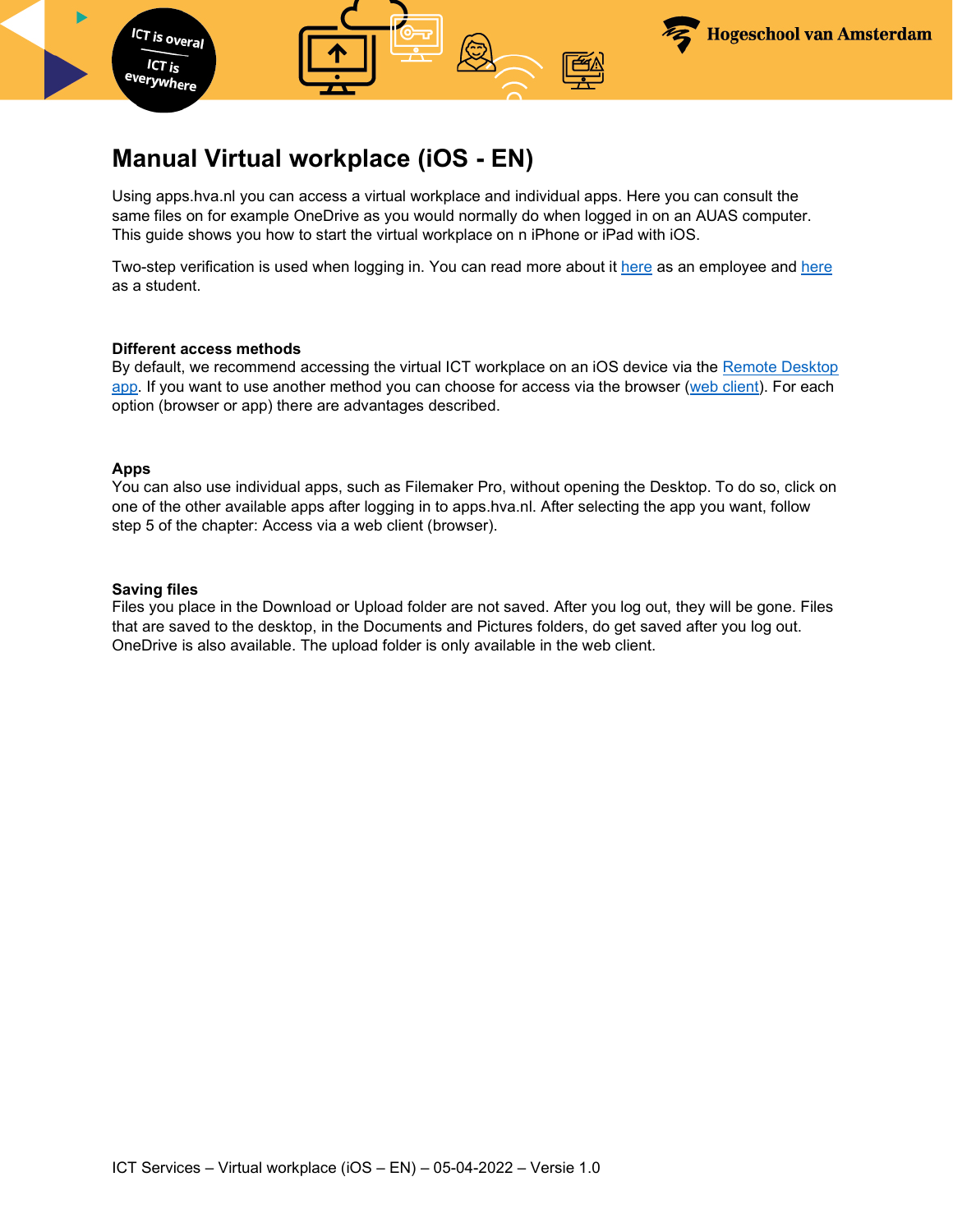# Manual Virtual workplace (iOS - EN)

Using apps.hva.nl you can access a virtual workplace and individual apps. Here you can consult the same files on for example OneDrive as you would normally do when logged in on an AUAS computer. This guide shows you how to start the virtual workplace on n iPhone or iPad with iOS.

Two-step verification is used when logging in. You can read more about it here as an employee and here as a student.

**Different access methods**
By default, we recommend accessing the virtual ICT workplace on an iOS device via the Remote Desktop app. If you want to use another method you can choose for access via the browser (web client). For each option (browser or app) there are advantages described.

**Apps**
You can also use individual apps, such as Filemaker Pro, without opening the Desktop. To do so, click on one of the other available apps after logging in to apps.hva.nl. After selecting the app you want, follow step 5 of the chapter: Access via a web client (browser).

**Saving files**
Files you place in the Download or Upload folder are not saved. After you log out, they will be gone. Files that are saved to the desktop, in the Documents and Pictures folders, do get saved after you log out. OneDrive is also available. The upload folder is only available in the web client.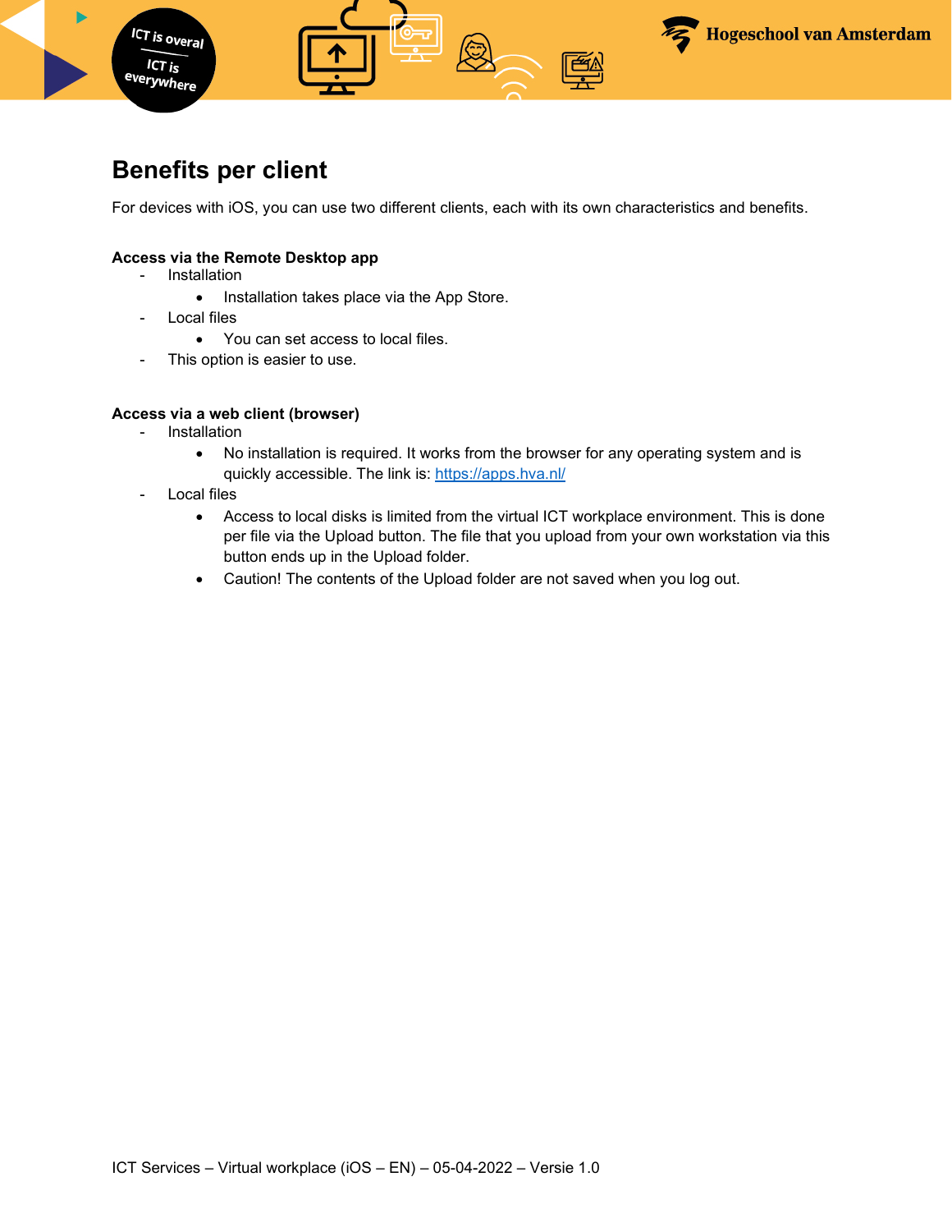# Benefits per client

For devices with iOS, you can use two different clients, each with its own characteristics and benefits.

**Access via the Remote Desktop app**

- Installation
  - Installation takes place via the App Store.
- Local files
  - You can set access to local files.
- This option is easier to use.

**Access via a web client (browser)**

- Installation
  - No installation is required. It works from the browser for any operating system and is quickly accessible. The link is: https://apps.hva.nl/
- Local files
  - Access to local disks is limited from the virtual ICT workplace environment. This is done per file via the Upload button. The file that you upload from your own workstation via this button ends up in the Upload folder.
  - Caution! The contents of the Upload folder are not saved when you log out.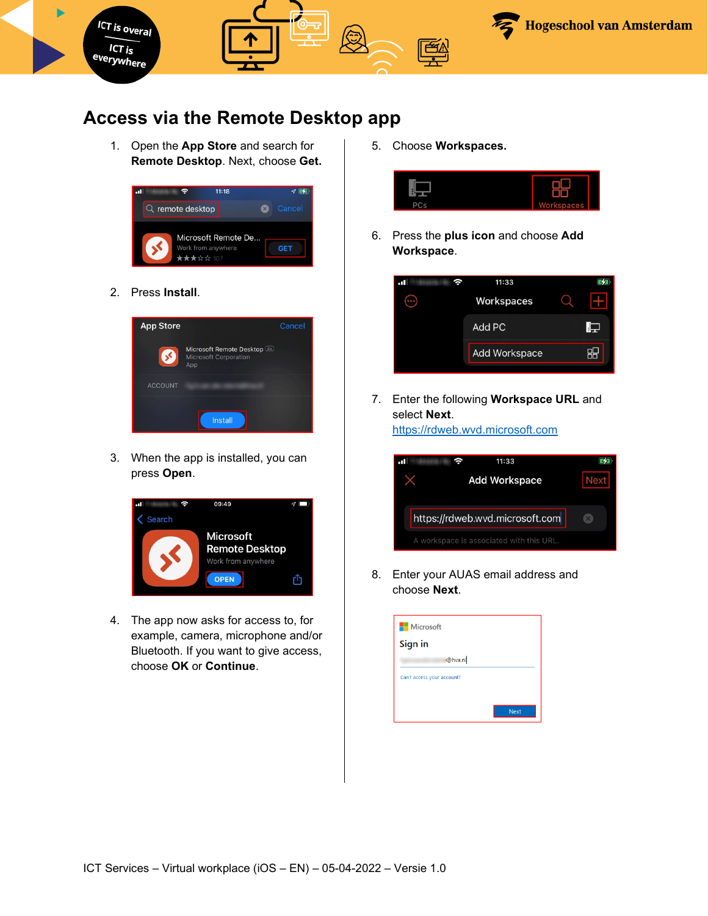# Access via the Remote Desktop app

1. Open the **App Store** and search for **Remote Desktop**. Next, choose **Get.**

2. Press **Install**.

3. When the app is installed, you can press **Open**.

4. The app now asks for access to, for example, camera, microphone and/or Bluetooth. If you want to give access, choose **OK** or **Continue**.

5. Choose **Workspaces.**

6. Press the **plus icon** and choose **Add Workspace**.

7. Enter the following **Workspace URL** and select **Next**.
   https://rdweb.wvd.microsoft.com

8. Enter your AUAS email address and choose **Next**.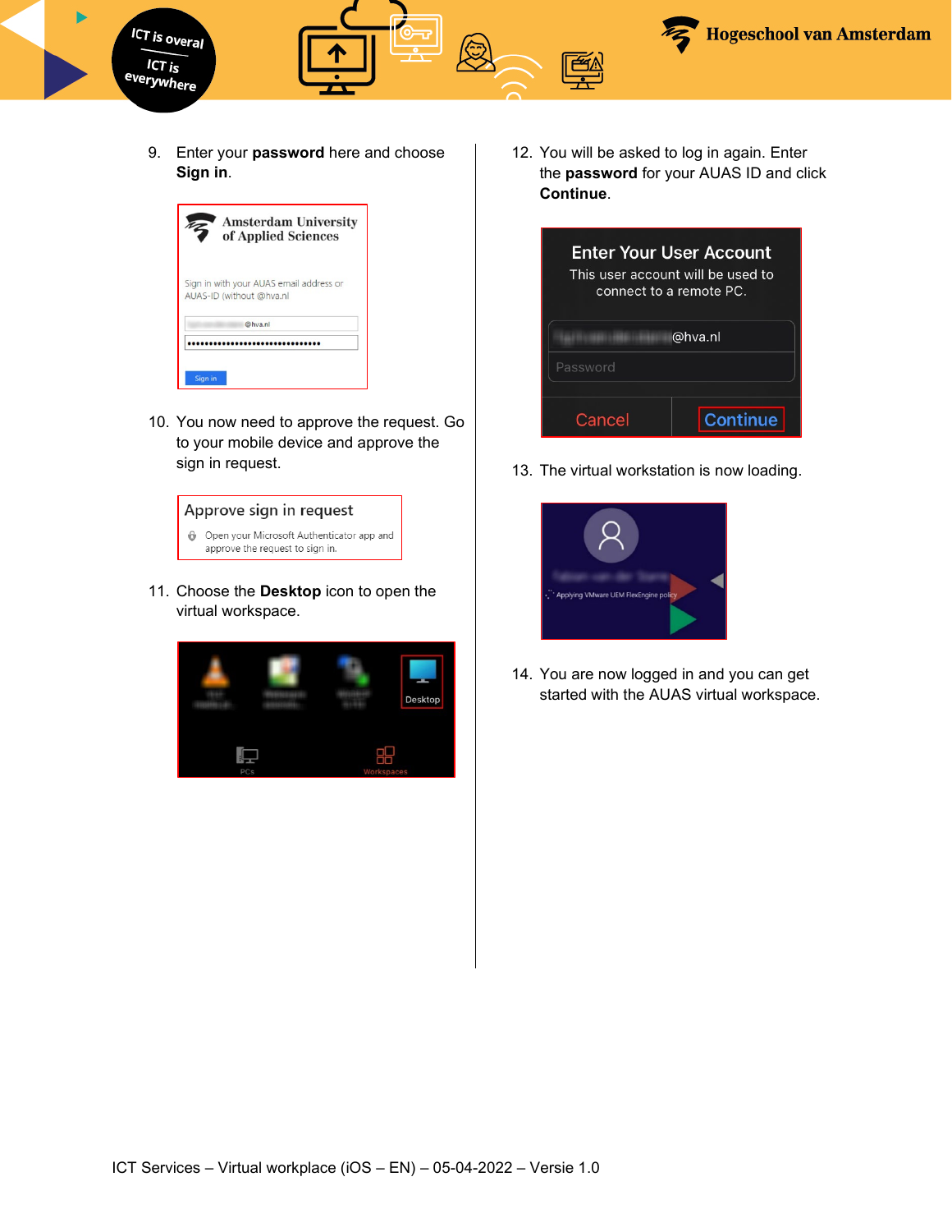9. Enter your **password** here and choose **Sign in**.

10. You now need to approve the request. Go to your mobile device and approve the sign in request.

11. Choose the **Desktop** icon to open the virtual workspace.

12. You will be asked to log in again. Enter the **password** for your AUAS ID and click **Continue**.

13. The virtual workstation is now loading.

14. You are now logged in and you can get started with the AUAS virtual workspace.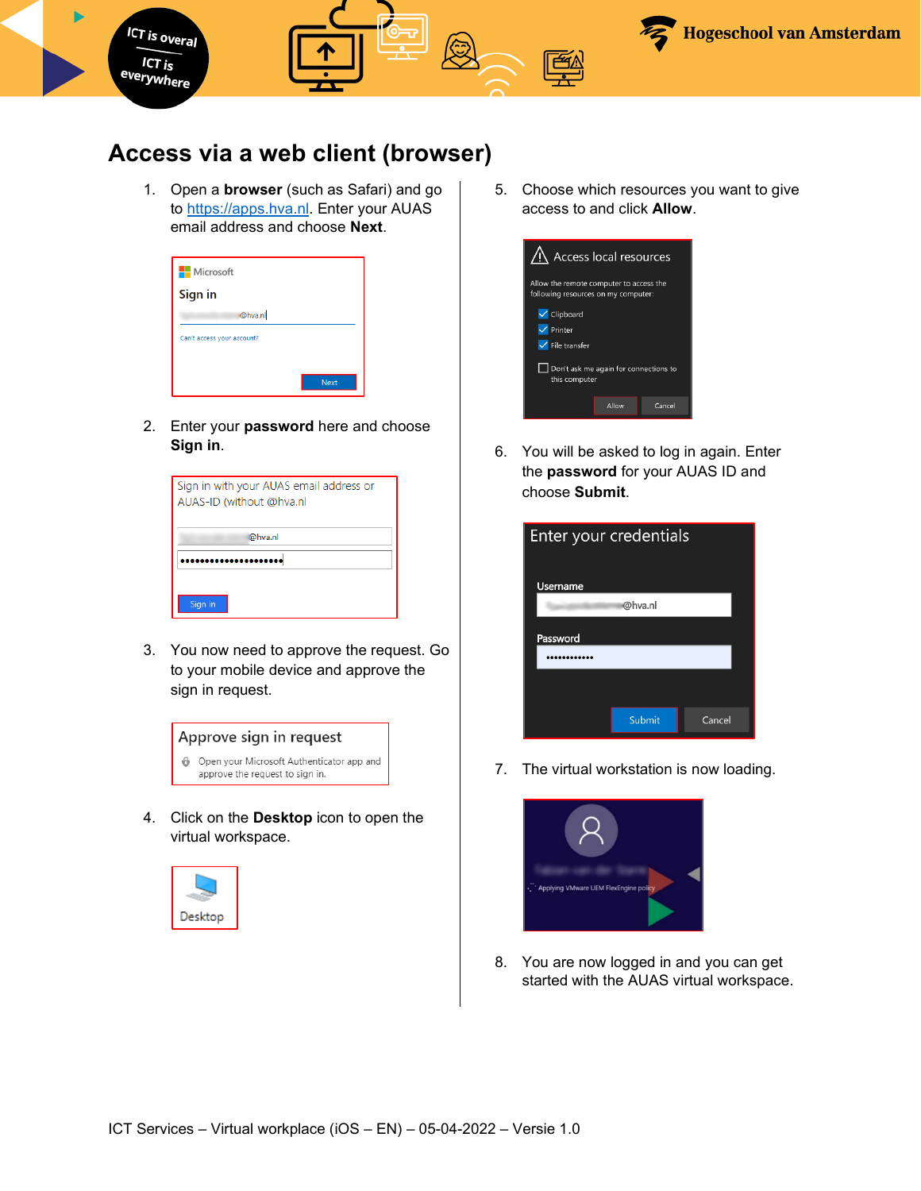## Access via a web client (browser)

1. Open a **browser** (such as Safari) and go to https://apps.hva.nl. Enter your AUAS email address and choose **Next**.

2. Enter your **password** here and choose **Sign in**.

3. You now need to approve the request. Go to your mobile device and approve the sign in request.

4. Click on the **Desktop** icon to open the virtual workspace.

5. Choose which resources you want to give access to and click **Allow**.

6. You will be asked to log in again. Enter the **password** for your AUAS ID and choose **Submit**.

7. The virtual workstation is now loading.

8. You are now logged in and you can get started with the AUAS virtual workspace.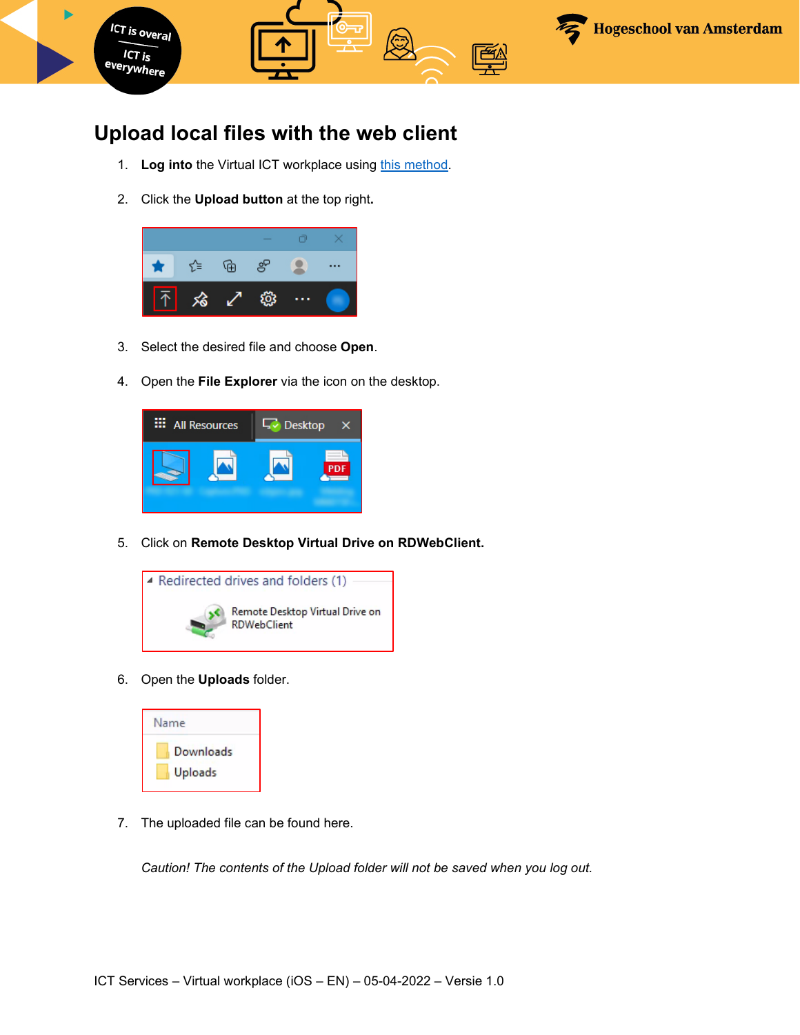# Upload local files with the web client

1. **Log into** the Virtual ICT workplace using [this method](this method).

2. Click the **Upload button** at the top right.

3. Select the desired file and choose **Open**.

4. Open the **File Explorer** via the icon on the desktop.

5. Click on **Remote Desktop Virtual Drive on RDWebClient.**

6. Open the **Uploads** folder.

7. The uploaded file can be found here.

   *Caution! The contents of the Upload folder will not be saved when you log out.*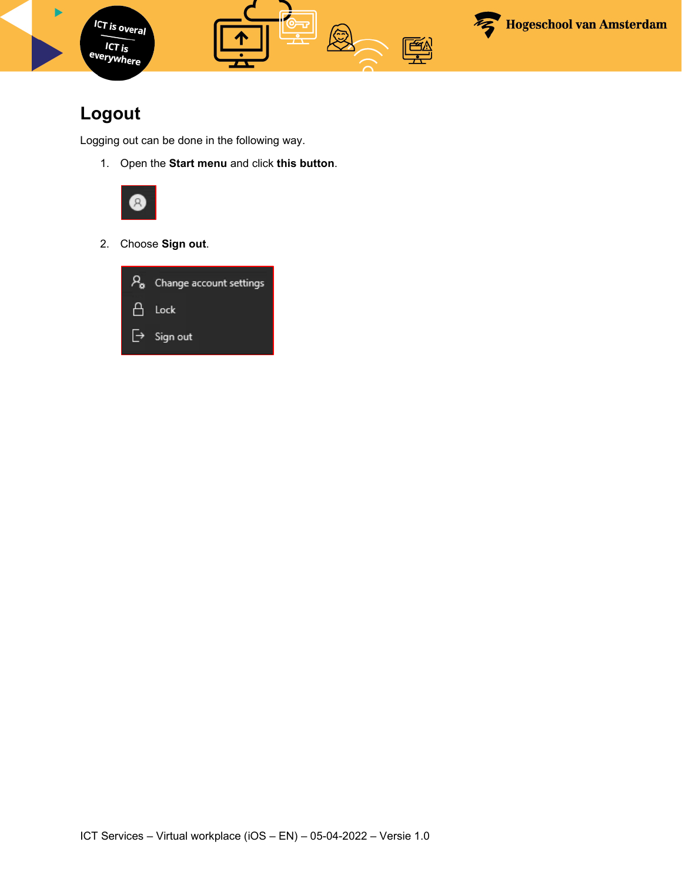# Logout

Logging out can be done in the following way.

1. Open the **Start menu** and click **this button**.

2. Choose **Sign out**.

Change account settings

Lock

Sign out